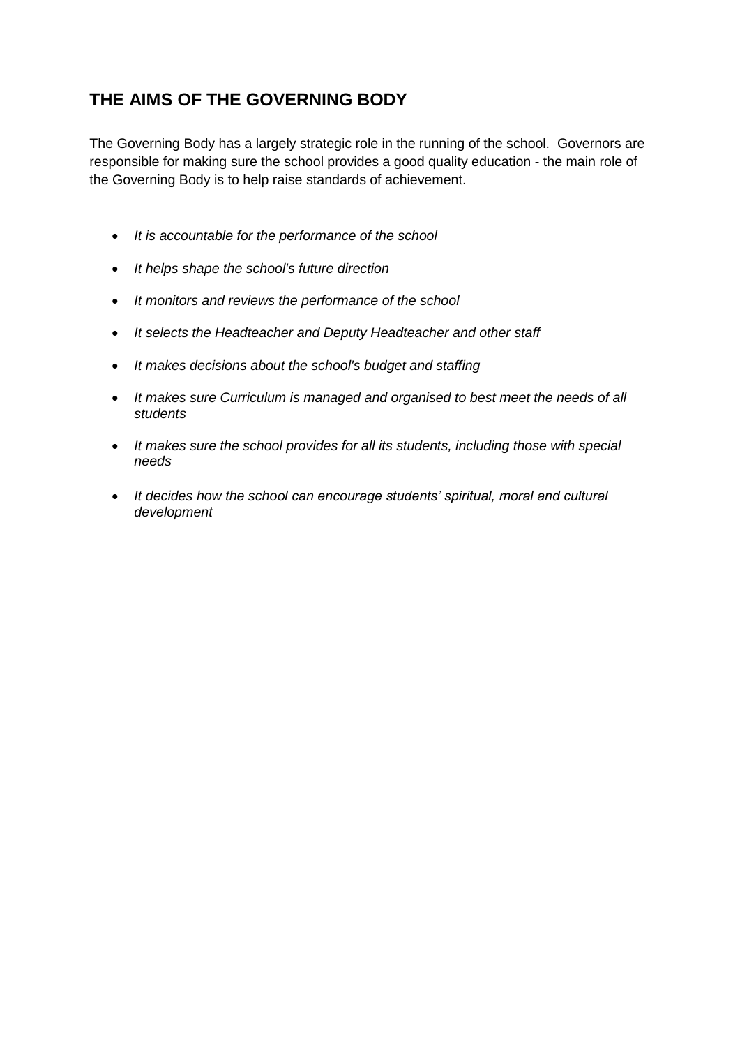## THE AIMS OF THE GOVERNING BODY

The Governing Body has a largely strategic role in the running of the school. Governors are responsible for making sure the school provides a good quality education - the main role of the Governing Body is to help raise standards of achievement.

- *It is accountable for the performance of the school*
- *It helps shape the school's future direction*
- *It monitors and reviews the performance of the school*
- *It selects the Headteacher and Deputy Headteacher and other staff*
- *It makes decisions about the school's budget and staffing*
- *It makes sure Curriculum is managed and organised to best meet the needs of all students*
- *It makes sure the school provides for all its students, including those with special needs*
- *It decides how the school can encourage students' spiritual, moral and cultural development*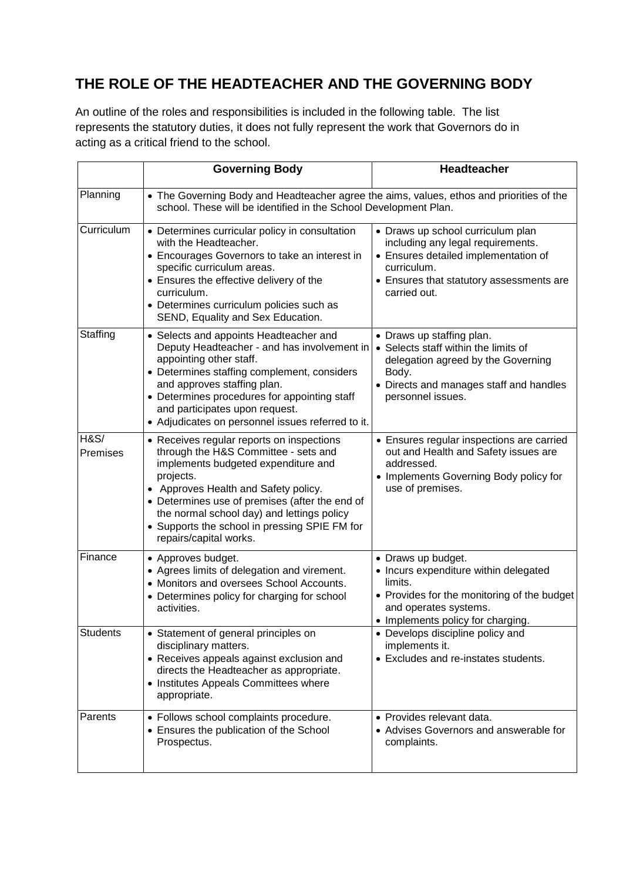## THE ROLE OF THE HEADTEACHER AND THE GOVERNING BODY

An outline of the roles and responsibilities is included in the following table. The list represents the statutory duties, it does not fully represent the work that Governors do in acting as a critical friend to the school.

| | Governing Body | Headteacher |
|---|---|---|
| Planning | • The Governing Body and Headteacher agree the aims, values, ethos and priorities of the school. These will be identified in the School Development Plan. | |
| Curriculum | • Determines curricular policy in consultation with the Headteacher.<br>• Encourages Governors to take an interest in specific curriculum areas.<br>• Ensures the effective delivery of the curriculum.<br>• Determines curriculum policies such as SEND, Equality and Sex Education. | • Draws up school curriculum plan including any legal requirements.<br>• Ensures detailed implementation of curriculum.<br>• Ensures that statutory assessments are carried out. |
| Staffing | • Selects and appoints Headteacher and Deputy Headteacher - and has involvement in appointing other staff.<br>• Determines staffing complement, considers and approves staffing plan.<br>• Determines procedures for appointing staff and participates upon request.<br>• Adjudicates on personnel issues referred to it. | • Draws up staffing plan.<br>• Selects staff within the limits of delegation agreed by the Governing Body.<br>• Directs and manages staff and handles personnel issues. |
| H&S/ Premises | • Receives regular reports on inspections through the H&S Committee - sets and implements budgeted expenditure and projects.<br>• Approves Health and Safety policy.<br>• Determines use of premises (after the end of the normal school day) and lettings policy<br>• Supports the school in pressing SPIE FM for repairs/capital works. | • Ensures regular inspections are carried out and Health and Safety issues are addressed.<br>• Implements Governing Body policy for use of premises. |
| Finance | • Approves budget.<br>• Agrees limits of delegation and virement.<br>• Monitors and oversees School Accounts.<br>• Determines policy for charging for school activities. | • Draws up budget.<br>• Incurs expenditure within delegated limits.<br>• Provides for the monitoring of the budget and operates systems.<br>• Implements policy for charging. |
| Students | • Statement of general principles on disciplinary matters.<br>• Receives appeals against exclusion and directs the Headteacher as appropriate.<br>• Institutes Appeals Committees where appropriate. | • Develops discipline policy and implements it.<br>• Excludes and re-instates students. |
| Parents | • Follows school complaints procedure.<br>• Ensures the publication of the School Prospectus. | • Provides relevant data.<br>• Advises Governors and answerable for complaints. |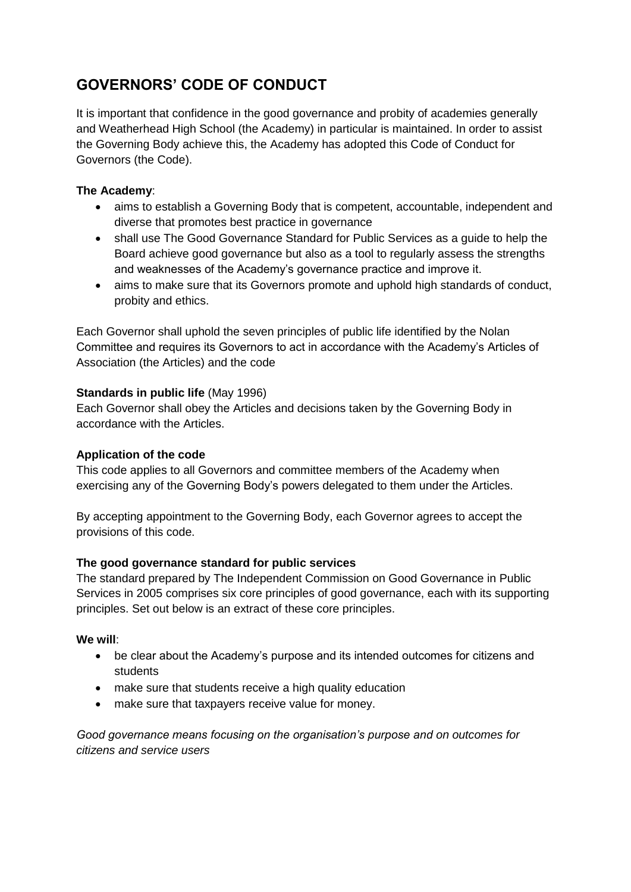# GOVERNORS' CODE OF CONDUCT

It is important that confidence in the good governance and probity of academies generally and Weatherhead High School (the Academy) in particular is maintained. In order to assist the Governing Body achieve this, the Academy has adopted this Code of Conduct for Governors (the Code).

**The Academy**:

- aims to establish a Governing Body that is competent, accountable, independent and diverse that promotes best practice in governance
- shall use The Good Governance Standard for Public Services as a guide to help the Board achieve good governance but also as a tool to regularly assess the strengths and weaknesses of the Academy's governance practice and improve it.
- aims to make sure that its Governors promote and uphold high standards of conduct, probity and ethics.

Each Governor shall uphold the seven principles of public life identified by the Nolan Committee and requires its Governors to act in accordance with the Academy's Articles of Association (the Articles) and the code

**Standards in public life** (May 1996)
Each Governor shall obey the Articles and decisions taken by the Governing Body in accordance with the Articles.

**Application of the code**
This code applies to all Governors and committee members of the Academy when exercising any of the Governing Body's powers delegated to them under the Articles.

By accepting appointment to the Governing Body, each Governor agrees to accept the provisions of this code.

**The good governance standard for public services**
The standard prepared by The Independent Commission on Good Governance in Public Services in 2005 comprises six core principles of good governance, each with its supporting principles. Set out below is an extract of these core principles.

**We will**:

- be clear about the Academy's purpose and its intended outcomes for citizens and students
- make sure that students receive a high quality education
- make sure that taxpayers receive value for money.

*Good governance means focusing on the organisation's purpose and on outcomes for citizens and service users*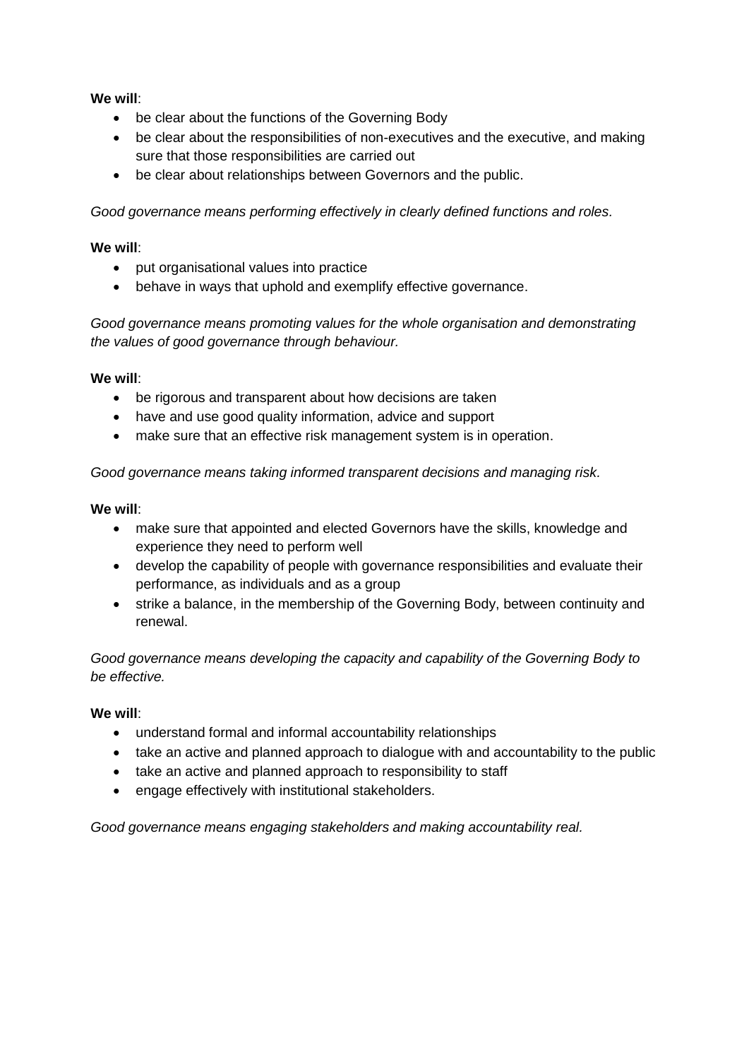**We will**:

- be clear about the functions of the Governing Body
- be clear about the responsibilities of non-executives and the executive, and making sure that those responsibilities are carried out
- be clear about relationships between Governors and the public.

*Good governance means performing effectively in clearly defined functions and roles.*

**We will**:

- put organisational values into practice
- behave in ways that uphold and exemplify effective governance.

*Good governance means promoting values for the whole organisation and demonstrating the values of good governance through behaviour.*

**We will**:

- be rigorous and transparent about how decisions are taken
- have and use good quality information, advice and support
- make sure that an effective risk management system is in operation.

*Good governance means taking informed transparent decisions and managing risk.*

**We will**:

- make sure that appointed and elected Governors have the skills, knowledge and experience they need to perform well
- develop the capability of people with governance responsibilities and evaluate their performance, as individuals and as a group
- strike a balance, in the membership of the Governing Body, between continuity and renewal.

*Good governance means developing the capacity and capability of the Governing Body to be effective.*

**We will**:

- understand formal and informal accountability relationships
- take an active and planned approach to dialogue with and accountability to the public
- take an active and planned approach to responsibility to staff
- engage effectively with institutional stakeholders.

*Good governance means engaging stakeholders and making accountability real.*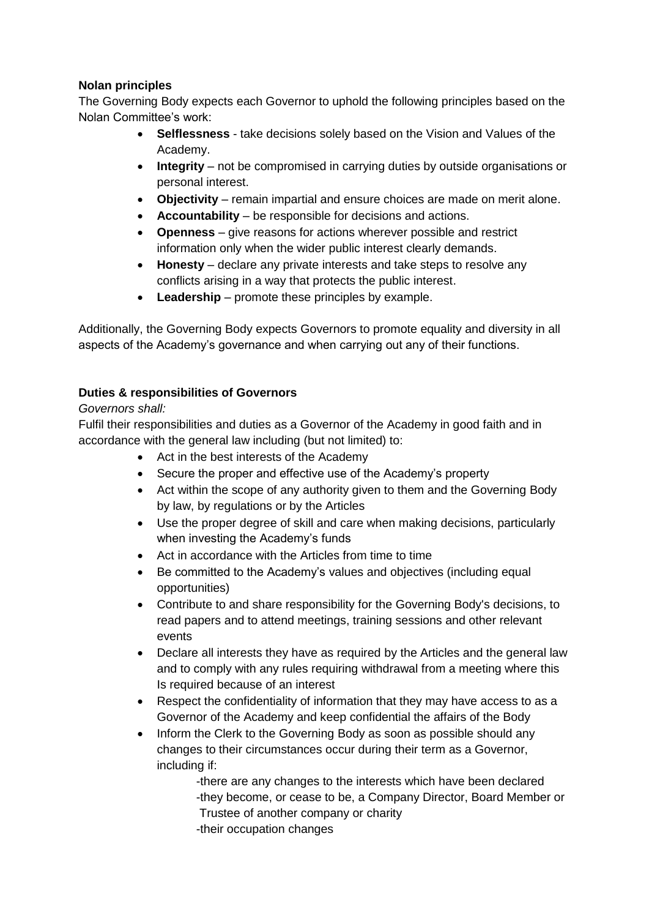**Nolan principles**

The Governing Body expects each Governor to uphold the following principles based on the Nolan Committee's work:

- **Selflessness** - take decisions solely based on the Vision and Values of the Academy.
- **Integrity** – not be compromised in carrying duties by outside organisations or personal interest.
- **Objectivity** – remain impartial and ensure choices are made on merit alone.
- **Accountability** – be responsible for decisions and actions.
- **Openness** – give reasons for actions wherever possible and restrict information only when the wider public interest clearly demands.
- **Honesty** – declare any private interests and take steps to resolve any conflicts arising in a way that protects the public interest.
- **Leadership** – promote these principles by example.

Additionally, the Governing Body expects Governors to promote equality and diversity in all aspects of the Academy's governance and when carrying out any of their functions.

**Duties & responsibilities of Governors**

*Governors shall:*

Fulfil their responsibilities and duties as a Governor of the Academy in good faith and in accordance with the general law including (but not limited) to:

- Act in the best interests of the Academy
- Secure the proper and effective use of the Academy's property
- Act within the scope of any authority given to them and the Governing Body by law, by regulations or by the Articles
- Use the proper degree of skill and care when making decisions, particularly when investing the Academy's funds
- Act in accordance with the Articles from time to time
- Be committed to the Academy's values and objectives (including equal opportunities)
- Contribute to and share responsibility for the Governing Body's decisions, to read papers and to attend meetings, training sessions and other relevant events
- Declare all interests they have as required by the Articles and the general law and to comply with any rules requiring withdrawal from a meeting where this Is required because of an interest
- Respect the confidentiality of information that they may have access to as a Governor of the Academy and keep confidential the affairs of the Body
- Inform the Clerk to the Governing Body as soon as possible should any changes to their circumstances occur during their term as a Governor, including if:
  - -there are any changes to the interests which have been declared
  - -they become, or cease to be, a Company Director, Board Member or Trustee of another company or charity
  - -their occupation changes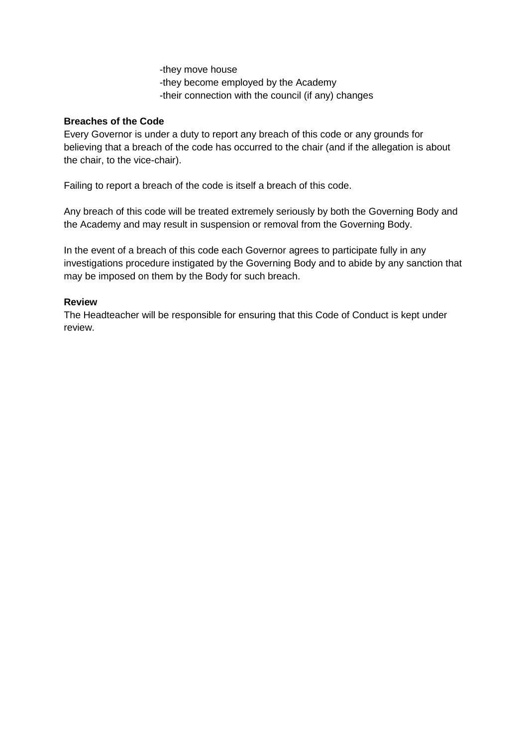-they move house
-they become employed by the Academy
-their connection with the council (if any) changes

**Breaches of the Code**

Every Governor is under a duty to report any breach of this code or any grounds for believing that a breach of the code has occurred to the chair (and if the allegation is about the chair, to the vice-chair).

Failing to report a breach of the code is itself a breach of this code.

Any breach of this code will be treated extremely seriously by both the Governing Body and the Academy and may result in suspension or removal from the Governing Body.

In the event of a breach of this code each Governor agrees to participate fully in any investigations procedure instigated by the Governing Body and to abide by any sanction that may be imposed on them by the Body for such breach.

**Review**

The Headteacher will be responsible for ensuring that this Code of Conduct is kept under review.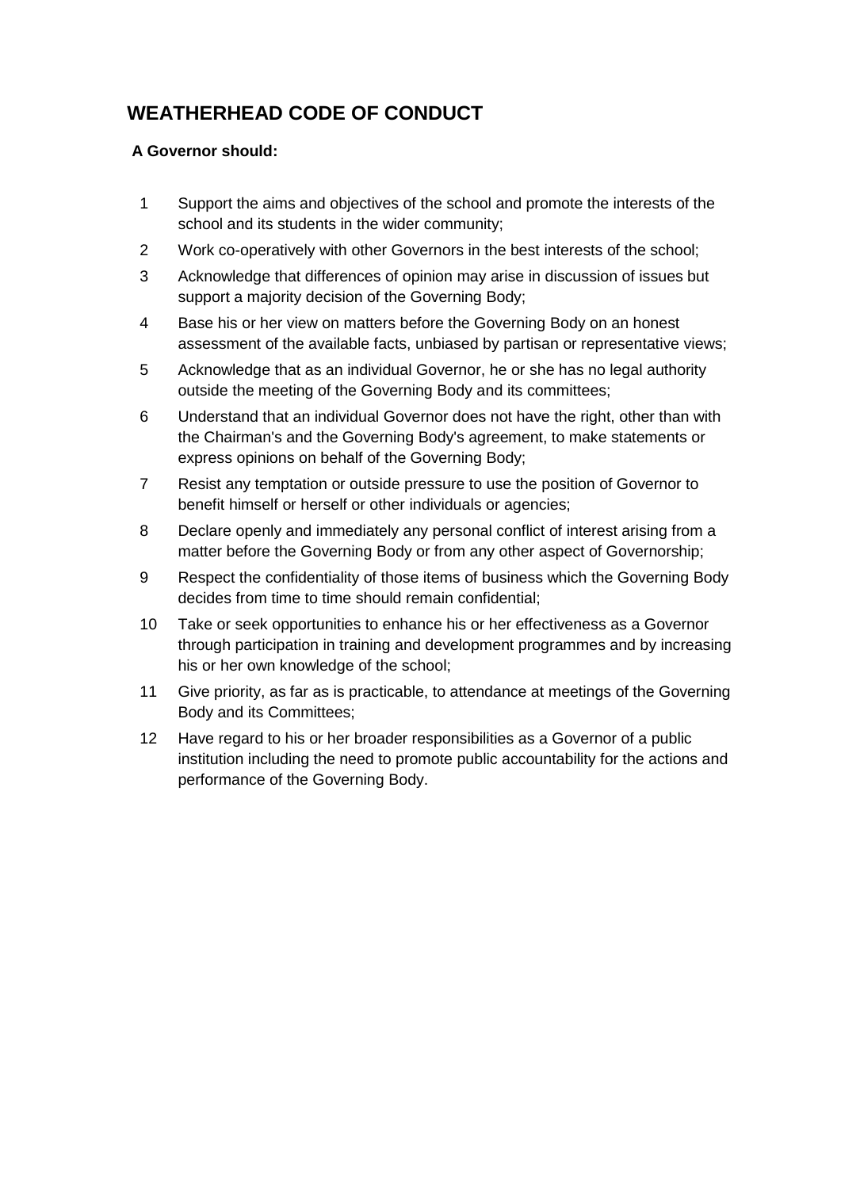## WEATHERHEAD CODE OF CONDUCT

**A Governor should:**

1. Support the aims and objectives of the school and promote the interests of the school and its students in the wider community;
2. Work co-operatively with other Governors in the best interests of the school;
3. Acknowledge that differences of opinion may arise in discussion of issues but support a majority decision of the Governing Body;
4. Base his or her view on matters before the Governing Body on an honest assessment of the available facts, unbiased by partisan or representative views;
5. Acknowledge that as an individual Governor, he or she has no legal authority outside the meeting of the Governing Body and its committees;
6. Understand that an individual Governor does not have the right, other than with the Chairman's and the Governing Body's agreement, to make statements or express opinions on behalf of the Governing Body;
7. Resist any temptation or outside pressure to use the position of Governor to benefit himself or herself or other individuals or agencies;
8. Declare openly and immediately any personal conflict of interest arising from a matter before the Governing Body or from any other aspect of Governorship;
9. Respect the confidentiality of those items of business which the Governing Body decides from time to time should remain confidential;
10. Take or seek opportunities to enhance his or her effectiveness as a Governor through participation in training and development programmes and by increasing his or her own knowledge of the school;
11. Give priority, as far as is practicable, to attendance at meetings of the Governing Body and its Committees;
12. Have regard to his or her broader responsibilities as a Governor of a public institution including the need to promote public accountability for the actions and performance of the Governing Body.